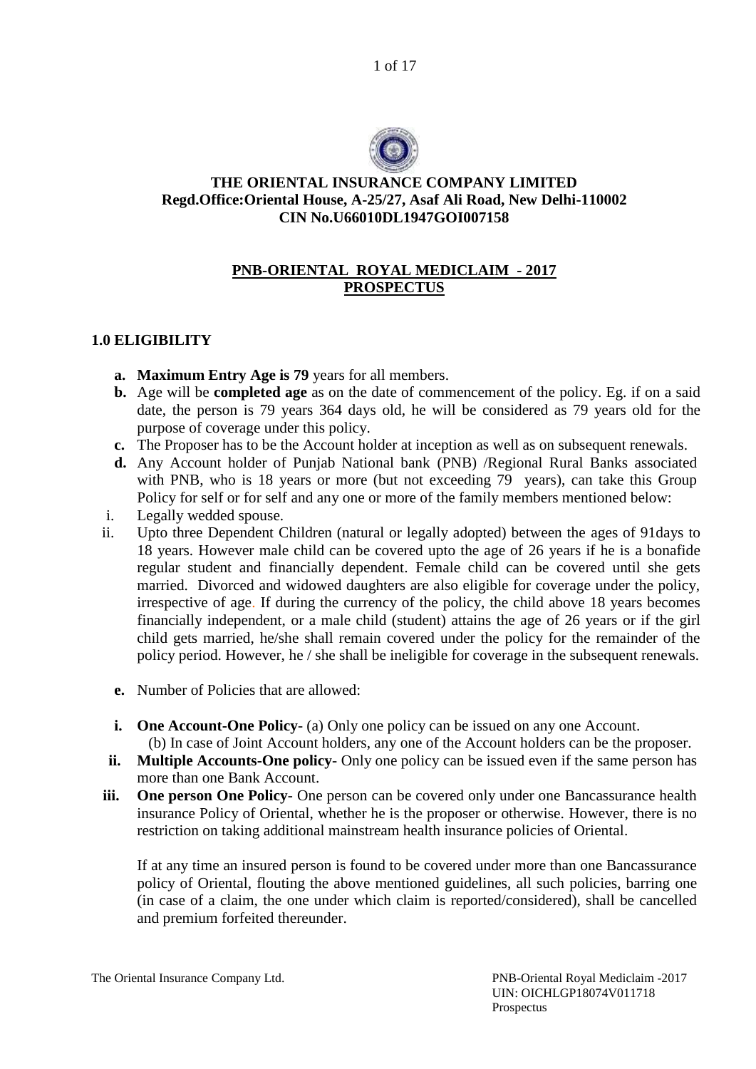**THE ORIENTAL INSURANCE COMPANY LIMITED**
**Regd.Office:Oriental House, A-25/27, Asaf Ali Road, New Delhi-110002**
**CIN No.U66010DL1947GOI007158**

## PNB-ORIENTAL ROYAL MEDICLAIM - 2017 PROSPECTUS

### 1.0 ELIGIBILITY

a. **Maximum Entry Age is 79** years for all members.

b. Age will be **completed age** as on the date of commencement of the policy. Eg. if on a said date, the person is 79 years 364 days old, he will be considered as 79 years old for the purpose of coverage under this policy.

c. The Proposer has to be the Account holder at inception as well as on subsequent renewals.

d. Any Account holder of Punjab National bank (PNB) /Regional Rural Banks associated with PNB, who is 18 years or more (but not exceeding 79 years), can take this Group Policy for self or for self and any one or more of the family members mentioned below:

i. Legally wedded spouse.

ii. Upto three Dependent Children (natural or legally adopted) between the ages of 91days to 18 years. However male child can be covered upto the age of 26 years if he is a bonafide regular student and financially dependent. Female child can be covered until she gets married. Divorced and widowed daughters are also eligible for coverage under the policy, irrespective of age. If during the currency of the policy, the child above 18 years becomes financially independent, or a male child (student) attains the age of 26 years or if the girl child gets married, he/she shall remain covered under the policy for the remainder of the policy period. However, he / she shall be ineligible for coverage in the subsequent renewals.

e. Number of Policies that are allowed:

i. **One Account-One Policy**- (a) Only one policy can be issued on any one Account.
(b) In case of Joint Account holders, any one of the Account holders can be the proposer.

ii. **Multiple Accounts-One policy**- Only one policy can be issued even if the same person has more than one Bank Account.

iii. **One person One Policy**- One person can be covered only under one Bancassurance health insurance Policy of Oriental, whether he is the proposer or otherwise. However, there is no restriction on taking additional mainstream health insurance policies of Oriental.

If at any time an insured person is found to be covered under more than one Bancassurance policy of Oriental, flouting the above mentioned guidelines, all such policies, barring one (in case of a claim, the one under which claim is reported/considered), shall be cancelled and premium forfeited thereunder.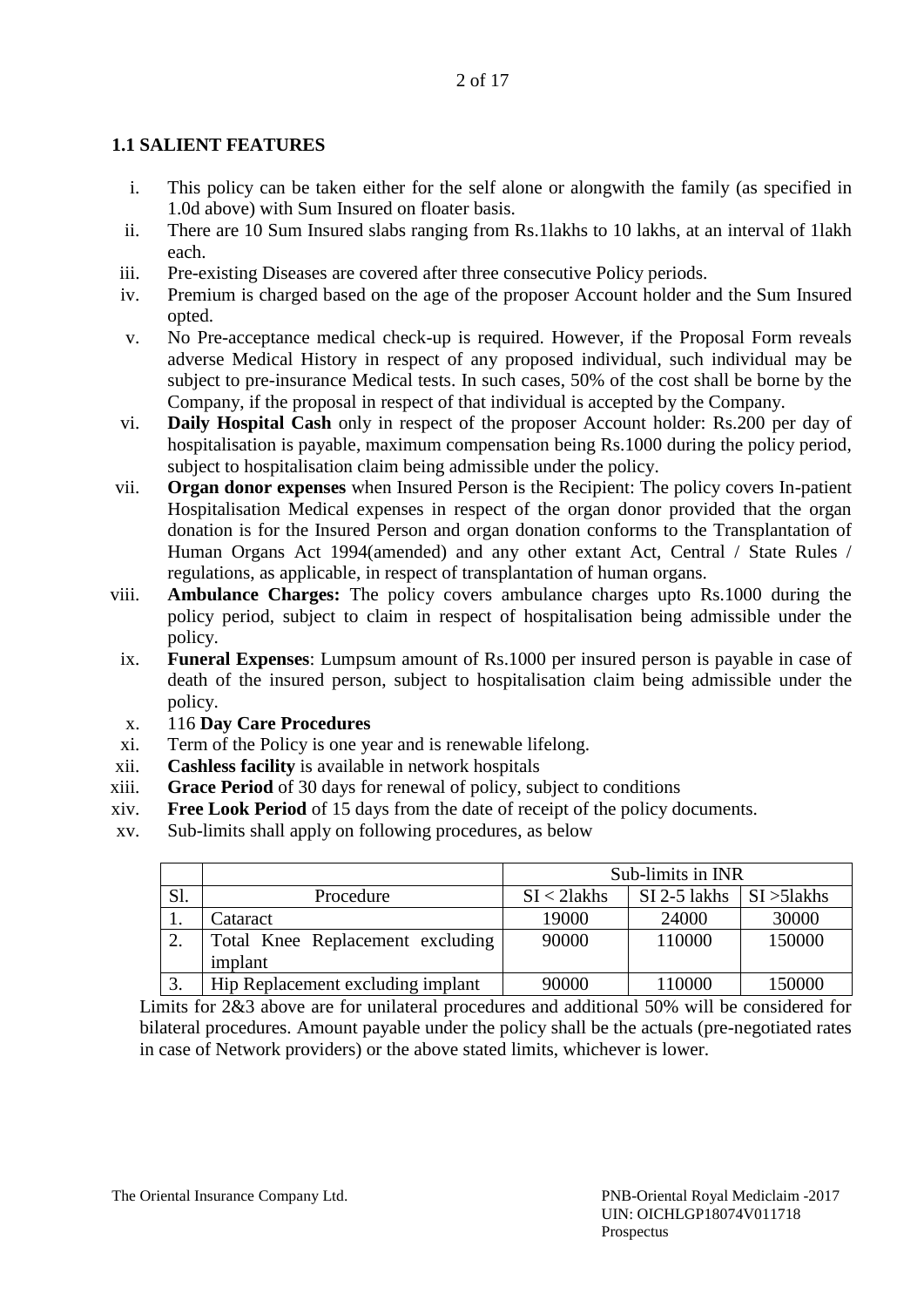### 1.1 SALIENT FEATURES

i. This policy can be taken either for the self alone or alongwith the family (as specified in 1.0d above) with Sum Insured on floater basis.
ii. There are 10 Sum Insured slabs ranging from Rs.1lakhs to 10 lakhs, at an interval of 1lakh each.
iii. Pre-existing Diseases are covered after three consecutive Policy periods.
iv. Premium is charged based on the age of the proposer Account holder and the Sum Insured opted.
v. No Pre-acceptance medical check-up is required. However, if the Proposal Form reveals adverse Medical History in respect of any proposed individual, such individual may be subject to pre-insurance Medical tests. In such cases, 50% of the cost shall be borne by the Company, if the proposal in respect of that individual is accepted by the Company.
vi. **Daily Hospital Cash** only in respect of the proposer Account holder: Rs.200 per day of hospitalisation is payable, maximum compensation being Rs.1000 during the policy period, subject to hospitalisation claim being admissible under the policy.
vii. **Organ donor expenses** when Insured Person is the Recipient: The policy covers In-patient Hospitalisation Medical expenses in respect of the organ donor provided that the organ donation is for the Insured Person and organ donation conforms to the Transplantation of Human Organs Act 1994(amended) and any other extant Act, Central / State Rules / regulations, as applicable, in respect of transplantation of human organs.
viii. **Ambulance Charges:** The policy covers ambulance charges upto Rs.1000 during the policy period, subject to claim in respect of hospitalisation being admissible under the policy.
ix. **Funeral Expenses**: Lumpsum amount of Rs.1000 per insured person is payable in case of death of the insured person, subject to hospitalisation claim being admissible under the policy.
x. 116 **Day Care Procedures**
xi. Term of the Policy is one year and is renewable lifelong.
xii. **Cashless facility** is available in network hospitals
xiii. **Grace Period** of 30 days for renewal of policy, subject to conditions
xiv. **Free Look Period** of 15 days from the date of receipt of the policy documents.
xv. Sub-limits shall apply on following procedures, as below

| | | Sub-limits in INR | | |
|---|---|---|---|---|
| Sl. | Procedure | SI < 2lakhs | SI 2-5 lakhs | SI >5lakhs |
| 1. | Cataract | 19000 | 24000 | 30000 |
| 2. | Total Knee Replacement excluding implant | 90000 | 110000 | 150000 |
| 3. | Hip Replacement excluding implant | 90000 | 110000 | 150000 |

Limits for 2&3 above are for unilateral procedures and additional 50% will be considered for bilateral procedures. Amount payable under the policy shall be the actuals (pre-negotiated rates in case of Network providers) or the above stated limits, whichever is lower.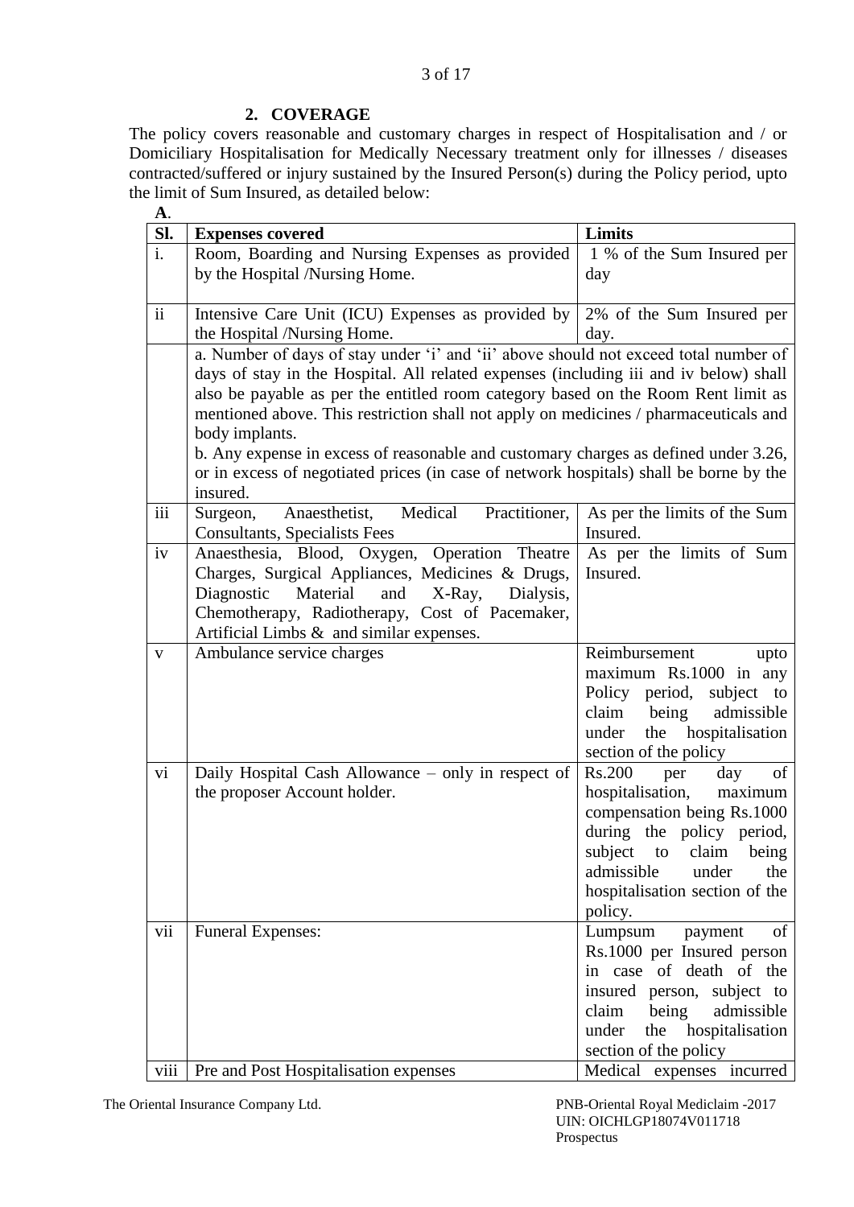## 2. COVERAGE

The policy covers reasonable and customary charges in respect of Hospitalisation and / or Domiciliary Hospitalisation for Medically Necessary treatment only for illnesses / diseases contracted/suffered or injury sustained by the Insured Person(s) during the Policy period, upto the limit of Sum Insured, as detailed below:

**A**.

| Sl. | Expenses covered | Limits |
|---|---|---|
| i. | Room, Boarding and Nursing Expenses as provided by the Hospital /Nursing Home. | 1 % of the Sum Insured per day |
| ii | Intensive Care Unit (ICU) Expenses as provided by the Hospital /Nursing Home. | 2% of the Sum Insured per day. |
| | a. Number of days of stay under 'i' and 'ii' above should not exceed total number of days of stay in the Hospital. All related expenses (including iii and iv below) shall also be payable as per the entitled room category based on the Room Rent limit as mentioned above. This restriction shall not apply on medicines / pharmaceuticals and body implants.<br>b. Any expense in excess of reasonable and customary charges as defined under 3.26, or in excess of negotiated prices (in case of network hospitals) shall be borne by the insured. | |
| iii | Surgeon, Anaesthetist, Medical Practitioner, Consultants, Specialists Fees | As per the limits of the Sum Insured. |
| iv | Anaesthesia, Blood, Oxygen, Operation Theatre Charges, Surgical Appliances, Medicines & Drugs, Diagnostic Material and X-Ray, Dialysis, Chemotherapy, Radiotherapy, Cost of Pacemaker, Artificial Limbs & and similar expenses. | As per the limits of Sum Insured. |
| v | Ambulance service charges | Reimbursement upto maximum Rs.1000 in any Policy period, subject to claim being admissible under the hospitalisation section of the policy |
| vi | Daily Hospital Cash Allowance – only in respect of the proposer Account holder. | Rs.200 per day of hospitalisation, maximum compensation being Rs.1000 during the policy period, subject to claim being admissible under the hospitalisation section of the policy. |
| vii | Funeral Expenses: | Lumpsum payment of Rs.1000 per Insured person in case of death of the insured person, subject to claim being admissible under the hospitalisation section of the policy |
| viii | Pre and Post Hospitalisation expenses | Medical expenses incurred |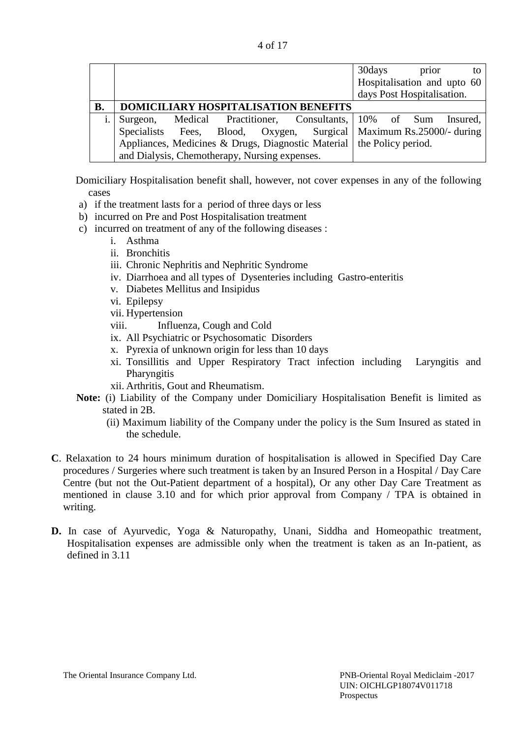|  |  | 30days prior to Hospitalisation and upto 60 days Post Hospitalisation. |
|---|---|---|
| **B.** | **DOMICILIARY HOSPITALISATION BENEFITS** |  |
| i. | Surgeon, Medical Practitioner, Consultants, Specialists Fees, Blood, Oxygen, Surgical Appliances, Medicines & Drugs, Diagnostic Material and Dialysis, Chemotherapy, Nursing expenses. | 10% of Sum Insured, Maximum Rs.25000/- during the Policy period. |

Domiciliary Hospitalisation benefit shall, however, not cover expenses in any of the following cases

a) if the treatment lasts for a period of three days or less
b) incurred on Pre and Post Hospitalisation treatment
c) incurred on treatment of any of the following diseases :
   i. Asthma
   ii. Bronchitis
   iii. Chronic Nephritis and Nephritic Syndrome
   iv. Diarrhoea and all types of Dysenteries including Gastro-enteritis
   v. Diabetes Mellitus and Insipidus
   vi. Epilepsy
   vii. Hypertension
   viii. Influenza, Cough and Cold
   ix. All Psychiatric or Psychosomatic Disorders
   x. Pyrexia of unknown origin for less than 10 days
   xi. Tonsillitis and Upper Respiratory Tract infection including Laryngitis and Pharyngitis
   xii. Arthritis, Gout and Rheumatism.

**Note:** (i) Liability of the Company under Domiciliary Hospitalisation Benefit is limited as stated in 2B.
(ii) Maximum liability of the Company under the policy is the Sum Insured as stated in the schedule.

**C**. Relaxation to 24 hours minimum duration of hospitalisation is allowed in Specified Day Care procedures / Surgeries where such treatment is taken by an Insured Person in a Hospital / Day Care Centre (but not the Out-Patient department of a hospital), Or any other Day Care Treatment as mentioned in clause 3.10 and for which prior approval from Company / TPA is obtained in writing.

**D.** In case of Ayurvedic, Yoga & Naturopathy, Unani, Siddha and Homeopathic treatment, Hospitalisation expenses are admissible only when the treatment is taken as an In-patient, as defined in 3.11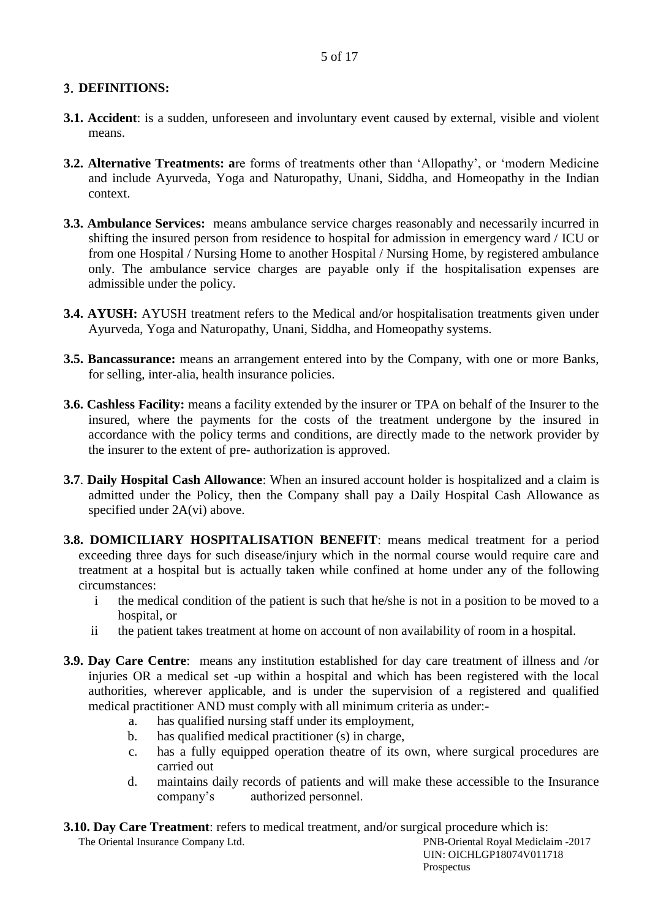## 3. DEFINITIONS:

**3.1. Accident**: is a sudden, unforeseen and involuntary event caused by external, visible and violent means.

**3.2. Alternative Treatments: a**re forms of treatments other than 'Allopathy', or 'modern Medicine and include Ayurveda, Yoga and Naturopathy, Unani, Siddha, and Homeopathy in the Indian context.

**3.3. Ambulance Services:** means ambulance service charges reasonably and necessarily incurred in shifting the insured person from residence to hospital for admission in emergency ward / ICU or from one Hospital / Nursing Home to another Hospital / Nursing Home, by registered ambulance only. The ambulance service charges are payable only if the hospitalisation expenses are admissible under the policy.

**3.4. AYUSH:** AYUSH treatment refers to the Medical and/or hospitalisation treatments given under Ayurveda, Yoga and Naturopathy, Unani, Siddha, and Homeopathy systems.

**3.5. Bancassurance:** means an arrangement entered into by the Company, with one or more Banks, for selling, inter-alia, health insurance policies.

**3.6. Cashless Facility:** means a facility extended by the insurer or TPA on behalf of the Insurer to the insured, where the payments for the costs of the treatment undergone by the insured in accordance with the policy terms and conditions, are directly made to the network provider by the insurer to the extent of pre- authorization is approved.

**3.7**. **Daily Hospital Cash Allowance**: When an insured account holder is hospitalized and a claim is admitted under the Policy, then the Company shall pay a Daily Hospital Cash Allowance as specified under 2A(vi) above.

**3.8. DOMICILIARY HOSPITALISATION BENEFIT**: means medical treatment for a period exceeding three days for such disease/injury which in the normal course would require care and treatment at a hospital but is actually taken while confined at home under any of the following circumstances:

- i the medical condition of the patient is such that he/she is not in a position to be moved to a hospital, or
- ii the patient takes treatment at home on account of non availability of room in a hospital.

**3.9. Day Care Centre**: means any institution established for day care treatment of illness and /or injuries OR a medical set -up within a hospital and which has been registered with the local authorities, wherever applicable, and is under the supervision of a registered and qualified medical practitioner AND must comply with all minimum criteria as under:-

- a. has qualified nursing staff under its employment,
- b. has qualified medical practitioner (s) in charge,
- c. has a fully equipped operation theatre of its own, where surgical procedures are carried out
- d. maintains daily records of patients and will make these accessible to the Insurance company's authorized personnel.

**3.10. Day Care Treatment**: refers to medical treatment, and/or surgical procedure which is: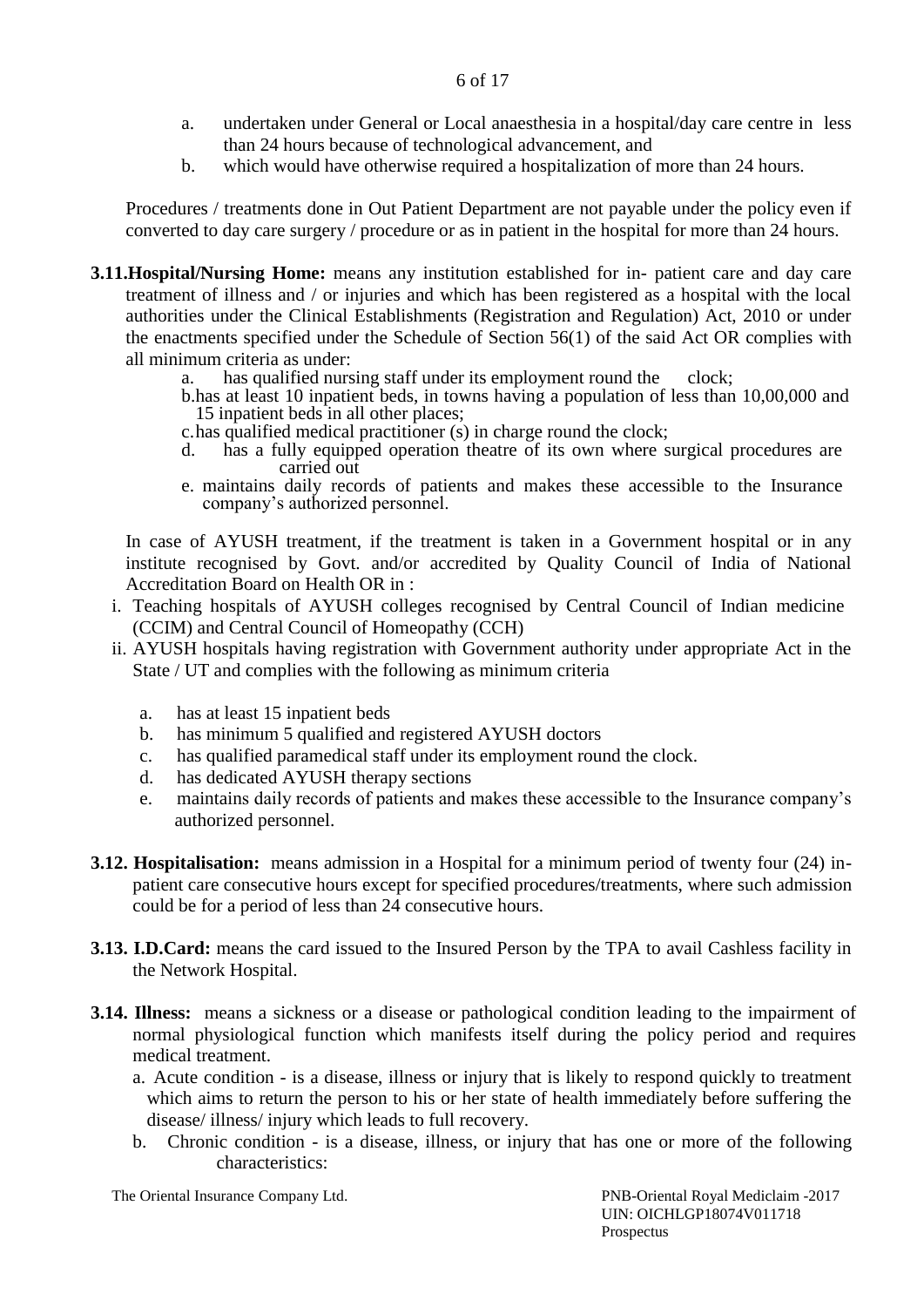a. undertaken under General or Local anaesthesia in a hospital/day care centre in less than 24 hours because of technological advancement, and
b. which would have otherwise required a hospitalization of more than 24 hours.

Procedures / treatments done in Out Patient Department are not payable under the policy even if converted to day care surgery / procedure or as in patient in the hospital for more than 24 hours.

**3.11.Hospital/Nursing Home:** means any institution established for in- patient care and day care treatment of illness and / or injuries and which has been registered as a hospital with the local authorities under the Clinical Establishments (Registration and Regulation) Act, 2010 or under the enactments specified under the Schedule of Section 56(1) of the said Act OR complies with all minimum criteria as under:

a. has qualified nursing staff under its employment round the clock;
b. has at least 10 inpatient beds, in towns having a population of less than 10,00,000 and 15 inpatient beds in all other places;
c. has qualified medical practitioner (s) in charge round the clock;
d. has a fully equipped operation theatre of its own where surgical procedures are carried out
e. maintains daily records of patients and makes these accessible to the Insurance company's authorized personnel.

In case of AYUSH treatment, if the treatment is taken in a Government hospital or in any institute recognised by Govt. and/or accredited by Quality Council of India of National Accreditation Board on Health OR in :

i. Teaching hospitals of AYUSH colleges recognised by Central Council of Indian medicine (CCIM) and Central Council of Homeopathy (CCH)
ii. AYUSH hospitals having registration with Government authority under appropriate Act in the State / UT and complies with the following as minimum criteria

   a. has at least 15 inpatient beds
   b. has minimum 5 qualified and registered AYUSH doctors
   c. has qualified paramedical staff under its employment round the clock.
   d. has dedicated AYUSH therapy sections
   e. maintains daily records of patients and makes these accessible to the Insurance company's authorized personnel.

**3.12. Hospitalisation:** means admission in a Hospital for a minimum period of twenty four (24) in-patient care consecutive hours except for specified procedures/treatments, where such admission could be for a period of less than 24 consecutive hours.

**3.13. I.D.Card:** means the card issued to the Insured Person by the TPA to avail Cashless facility in the Network Hospital.

**3.14. Illness:** means a sickness or a disease or pathological condition leading to the impairment of normal physiological function which manifests itself during the policy period and requires medical treatment.

a. Acute condition - is a disease, illness or injury that is likely to respond quickly to treatment which aims to return the person to his or her state of health immediately before suffering the disease/ illness/ injury which leads to full recovery.
b. Chronic condition - is a disease, illness, or injury that has one or more of the following characteristics: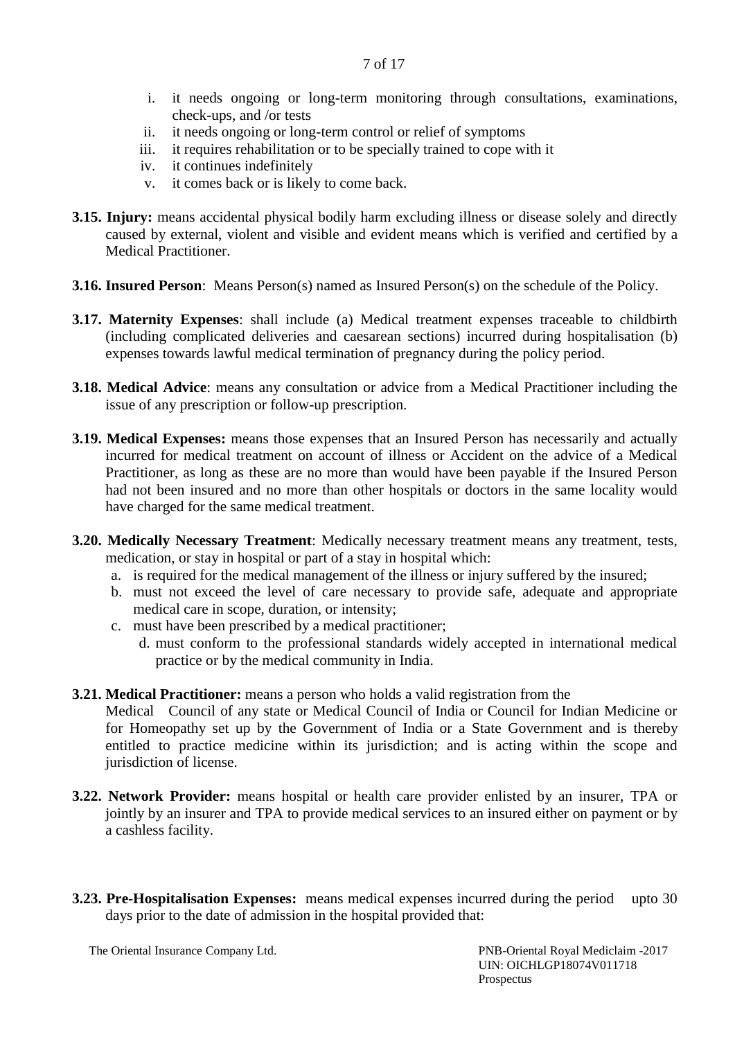i. it needs ongoing or long-term monitoring through consultations, examinations, check-ups, and /or tests
ii. it needs ongoing or long-term control or relief of symptoms
iii. it requires rehabilitation or to be specially trained to cope with it
iv. it continues indefinitely
v. it comes back or is likely to come back.

**3.15. Injury:** means accidental physical bodily harm excluding illness or disease solely and directly caused by external, violent and visible and evident means which is verified and certified by a Medical Practitioner.

**3.16. Insured Person**: Means Person(s) named as Insured Person(s) on the schedule of the Policy.

**3.17. Maternity Expenses**: shall include (a) Medical treatment expenses traceable to childbirth (including complicated deliveries and caesarean sections) incurred during hospitalisation (b) expenses towards lawful medical termination of pregnancy during the policy period.

**3.18. Medical Advice**: means any consultation or advice from a Medical Practitioner including the issue of any prescription or follow-up prescription.

**3.19. Medical Expenses:** means those expenses that an Insured Person has necessarily and actually incurred for medical treatment on account of illness or Accident on the advice of a Medical Practitioner, as long as these are no more than would have been payable if the Insured Person had not been insured and no more than other hospitals or doctors in the same locality would have charged for the same medical treatment.

**3.20. Medically Necessary Treatment**: Medically necessary treatment means any treatment, tests, medication, or stay in hospital or part of a stay in hospital which:

a. is required for the medical management of the illness or injury suffered by the insured;
b. must not exceed the level of care necessary to provide safe, adequate and appropriate medical care in scope, duration, or intensity;
c. must have been prescribed by a medical practitioner;
d. must conform to the professional standards widely accepted in international medical practice or by the medical community in India.

**3.21. Medical Practitioner:** means a person who holds a valid registration from the Medical Council of any state or Medical Council of India or Council for Indian Medicine or for Homeopathy set up by the Government of India or a State Government and is thereby entitled to practice medicine within its jurisdiction; and is acting within the scope and jurisdiction of license.

**3.22. Network Provider:** means hospital or health care provider enlisted by an insurer, TPA or jointly by an insurer and TPA to provide medical services to an insured either on payment or by a cashless facility.

**3.23. Pre-Hospitalisation Expenses:** means medical expenses incurred during the period upto 30 days prior to the date of admission in the hospital provided that: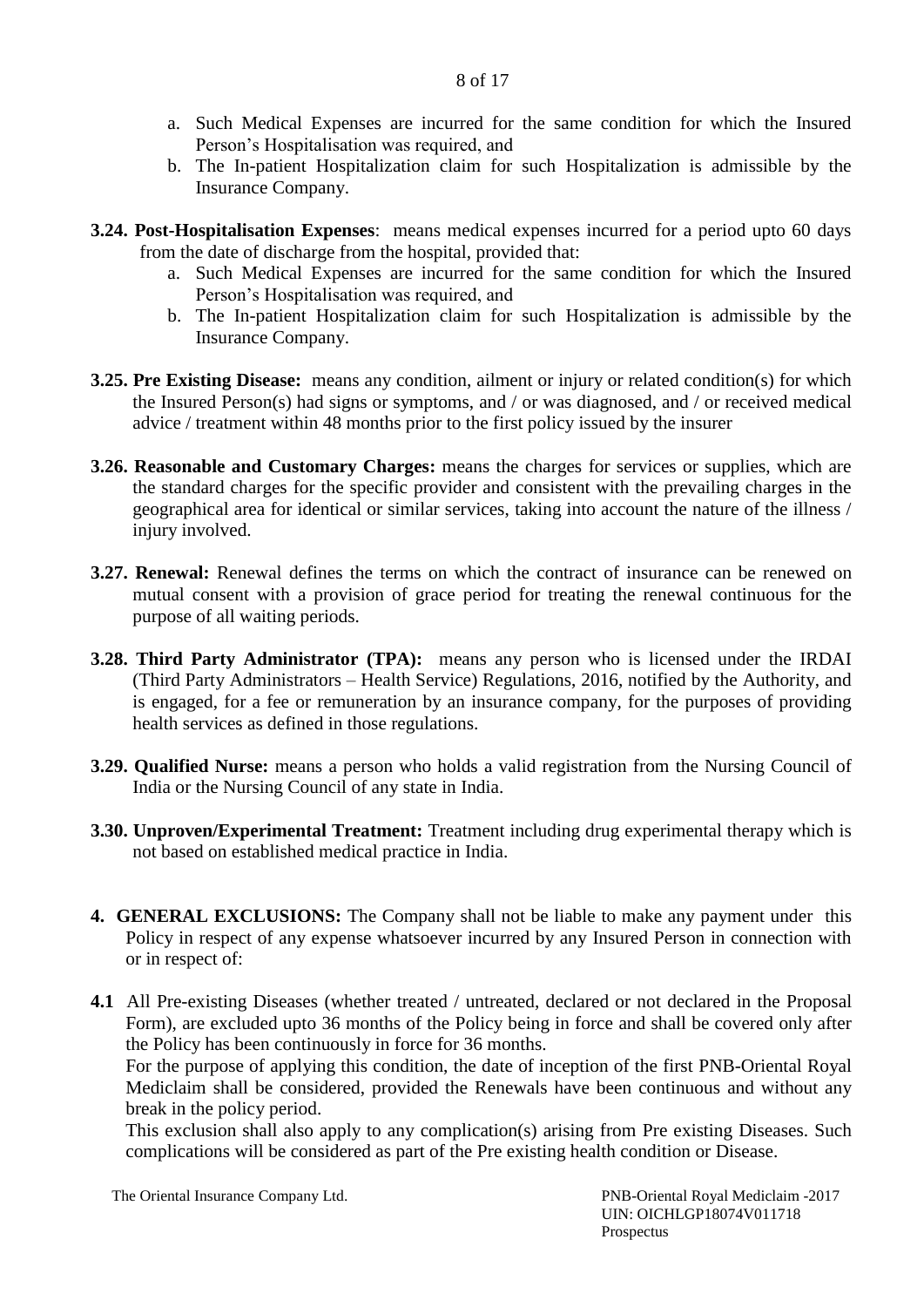a. Such Medical Expenses are incurred for the same condition for which the Insured Person's Hospitalisation was required, and
b. The In-patient Hospitalization claim for such Hospitalization is admissible by the Insurance Company.

**3.24. Post-Hospitalisation Expenses**: means medical expenses incurred for a period upto 60 days from the date of discharge from the hospital, provided that:

a. Such Medical Expenses are incurred for the same condition for which the Insured Person's Hospitalisation was required, and
b. The In-patient Hospitalization claim for such Hospitalization is admissible by the Insurance Company.

**3.25. Pre Existing Disease:** means any condition, ailment or injury or related condition(s) for which the Insured Person(s) had signs or symptoms, and / or was diagnosed, and / or received medical advice / treatment within 48 months prior to the first policy issued by the insurer

**3.26. Reasonable and Customary Charges:** means the charges for services or supplies, which are the standard charges for the specific provider and consistent with the prevailing charges in the geographical area for identical or similar services, taking into account the nature of the illness / injury involved.

**3.27. Renewal:** Renewal defines the terms on which the contract of insurance can be renewed on mutual consent with a provision of grace period for treating the renewal continuous for the purpose of all waiting periods.

**3.28. Third Party Administrator (TPA):** means any person who is licensed under the IRDAI (Third Party Administrators – Health Service) Regulations, 2016, notified by the Authority, and is engaged, for a fee or remuneration by an insurance company, for the purposes of providing health services as defined in those regulations.

**3.29. Qualified Nurse:** means a person who holds a valid registration from the Nursing Council of India or the Nursing Council of any state in India.

**3.30. Unproven/Experimental Treatment:** Treatment including drug experimental therapy which is not based on established medical practice in India.

**4. GENERAL EXCLUSIONS:** The Company shall not be liable to make any payment under this Policy in respect of any expense whatsoever incurred by any Insured Person in connection with or in respect of:

**4.1** All Pre-existing Diseases (whether treated / untreated, declared or not declared in the Proposal Form), are excluded upto 36 months of the Policy being in force and shall be covered only after the Policy has been continuously in force for 36 months.

For the purpose of applying this condition, the date of inception of the first PNB-Oriental Royal Mediclaim shall be considered, provided the Renewals have been continuous and without any break in the policy period.

This exclusion shall also apply to any complication(s) arising from Pre existing Diseases. Such complications will be considered as part of the Pre existing health condition or Disease.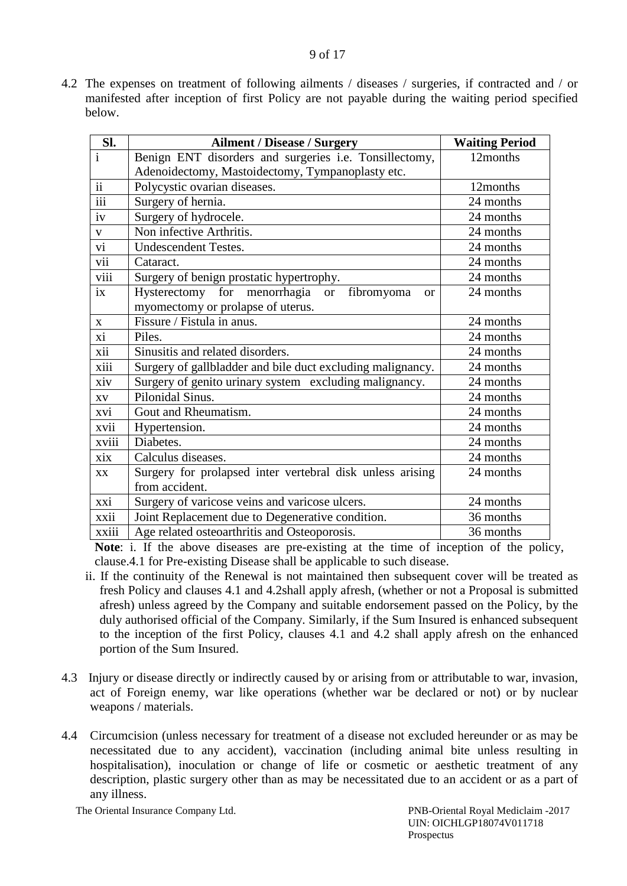4.2 The expenses on treatment of following ailments / diseases / surgeries, if contracted and / or manifested after inception of first Policy are not payable during the waiting period specified below.

| Sl. | Ailment / Disease / Surgery | Waiting Period |
|---|---|---|
| i | Benign ENT disorders and surgeries i.e. Tonsillectomy, Adenoidectomy, Mastoidectomy, Tympanoplasty etc. | 12months |
| ii | Polycystic ovarian diseases. | 12months |
| iii | Surgery of hernia. | 24 months |
| iv | Surgery of hydrocele. | 24 months |
| v | Non infective Arthritis. | 24 months |
| vi | Undescendent Testes. | 24 months |
| vii | Cataract. | 24 months |
| viii | Surgery of benign prostatic hypertrophy. | 24 months |
| ix | Hysterectomy for menorrhagia or fibromyoma or myomectomy or prolapse of uterus. | 24 months |
| x | Fissure / Fistula in anus. | 24 months |
| xi | Piles. | 24 months |
| xii | Sinusitis and related disorders. | 24 months |
| xiii | Surgery of gallbladder and bile duct excluding malignancy. | 24 months |
| xiv | Surgery of genito urinary system excluding malignancy. | 24 months |
| xv | Pilonidal Sinus. | 24 months |
| xvi | Gout and Rheumatism. | 24 months |
| xvii | Hypertension. | 24 months |
| xviii | Diabetes. | 24 months |
| xix | Calculus diseases. | 24 months |
| xx | Surgery for prolapsed inter vertebral disk unless arising from accident. | 24 months |
| xxi | Surgery of varicose veins and varicose ulcers. | 24 months |
| xxii | Joint Replacement due to Degenerative condition. | 36 months |
| xxiii | Age related osteoarthritis and Osteoporosis. | 36 months |

**Note**: i. If the above diseases are pre-existing at the time of inception of the policy, clause.4.1 for Pre-existing Disease shall be applicable to such disease.

ii. If the continuity of the Renewal is not maintained then subsequent cover will be treated as fresh Policy and clauses 4.1 and 4.2shall apply afresh, (whether or not a Proposal is submitted afresh) unless agreed by the Company and suitable endorsement passed on the Policy, by the duly authorised official of the Company. Similarly, if the Sum Insured is enhanced subsequent to the inception of the first Policy, clauses 4.1 and 4.2 shall apply afresh on the enhanced portion of the Sum Insured.

4.3 Injury or disease directly or indirectly caused by or arising from or attributable to war, invasion, act of Foreign enemy, war like operations (whether war be declared or not) or by nuclear weapons / materials.

4.4 Circumcision (unless necessary for treatment of a disease not excluded hereunder or as may be necessitated due to any accident), vaccination (including animal bite unless resulting in hospitalisation), inoculation or change of life or cosmetic or aesthetic treatment of any description, plastic surgery other than as may be necessitated due to an accident or as a part of any illness.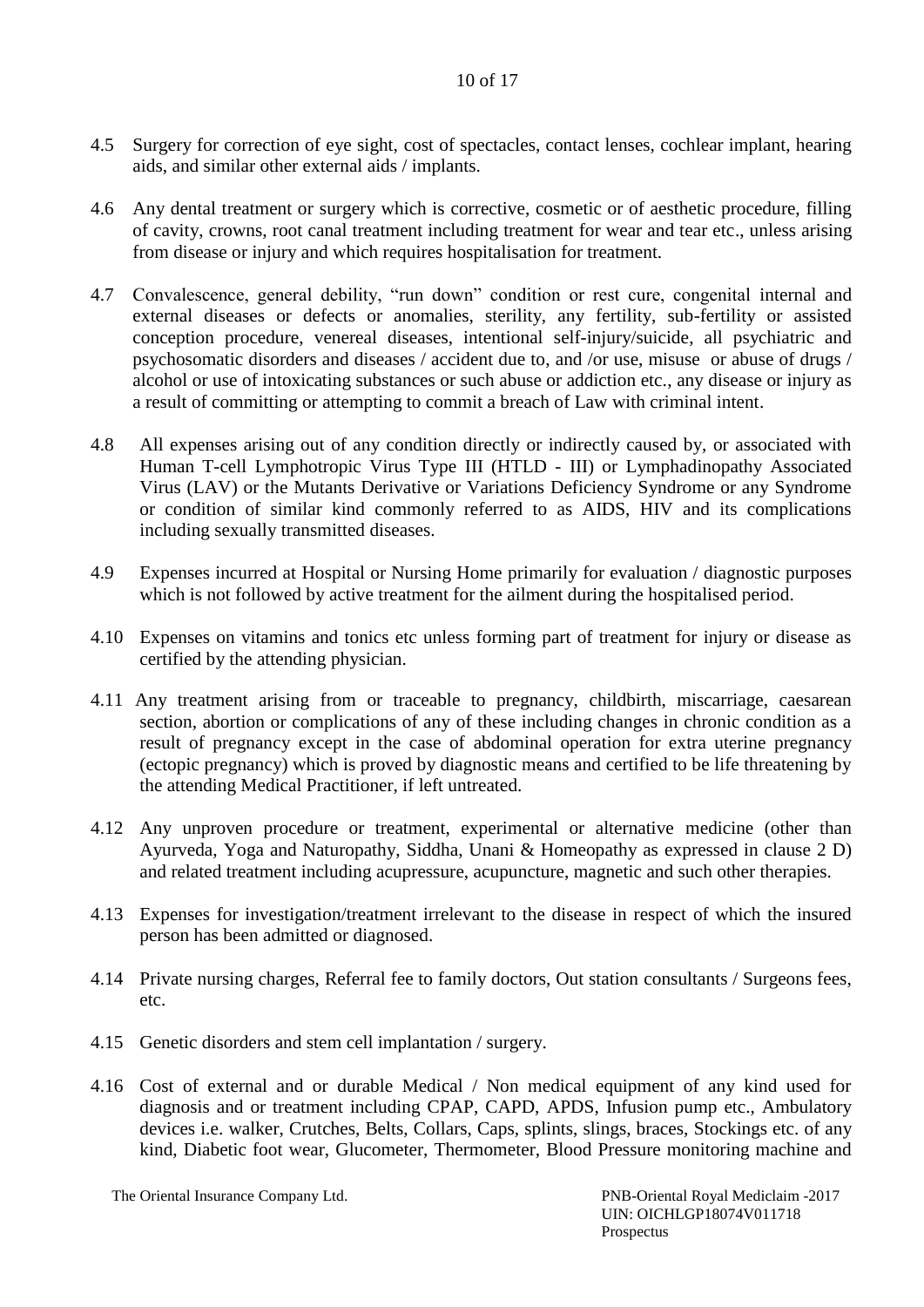4.5 Surgery for correction of eye sight, cost of spectacles, contact lenses, cochlear implant, hearing aids, and similar other external aids / implants.

4.6 Any dental treatment or surgery which is corrective, cosmetic or of aesthetic procedure, filling of cavity, crowns, root canal treatment including treatment for wear and tear etc., unless arising from disease or injury and which requires hospitalisation for treatment.

4.7 Convalescence, general debility, "run down" condition or rest cure, congenital internal and external diseases or defects or anomalies, sterility, any fertility, sub-fertility or assisted conception procedure, venereal diseases, intentional self-injury/suicide, all psychiatric and psychosomatic disorders and diseases / accident due to, and /or use, misuse or abuse of drugs / alcohol or use of intoxicating substances or such abuse or addiction etc., any disease or injury as a result of committing or attempting to commit a breach of Law with criminal intent.

4.8 All expenses arising out of any condition directly or indirectly caused by, or associated with Human T-cell Lymphotropic Virus Type III (HTLD - III) or Lymphadinopathy Associated Virus (LAV) or the Mutants Derivative or Variations Deficiency Syndrome or any Syndrome or condition of similar kind commonly referred to as AIDS, HIV and its complications including sexually transmitted diseases.

4.9 Expenses incurred at Hospital or Nursing Home primarily for evaluation / diagnostic purposes which is not followed by active treatment for the ailment during the hospitalised period.

4.10 Expenses on vitamins and tonics etc unless forming part of treatment for injury or disease as certified by the attending physician.

4.11 Any treatment arising from or traceable to pregnancy, childbirth, miscarriage, caesarean section, abortion or complications of any of these including changes in chronic condition as a result of pregnancy except in the case of abdominal operation for extra uterine pregnancy (ectopic pregnancy) which is proved by diagnostic means and certified to be life threatening by the attending Medical Practitioner, if left untreated.

4.12 Any unproven procedure or treatment, experimental or alternative medicine (other than Ayurveda, Yoga and Naturopathy, Siddha, Unani & Homeopathy as expressed in clause 2 D) and related treatment including acupressure, acupuncture, magnetic and such other therapies.

4.13 Expenses for investigation/treatment irrelevant to the disease in respect of which the insured person has been admitted or diagnosed.

4.14 Private nursing charges, Referral fee to family doctors, Out station consultants / Surgeons fees, etc.

4.15 Genetic disorders and stem cell implantation / surgery.

4.16 Cost of external and or durable Medical / Non medical equipment of any kind used for diagnosis and or treatment including CPAP, CAPD, APDS, Infusion pump etc., Ambulatory devices i.e. walker, Crutches, Belts, Collars, Caps, splints, slings, braces, Stockings etc. of any kind, Diabetic foot wear, Glucometer, Thermometer, Blood Pressure monitoring machine and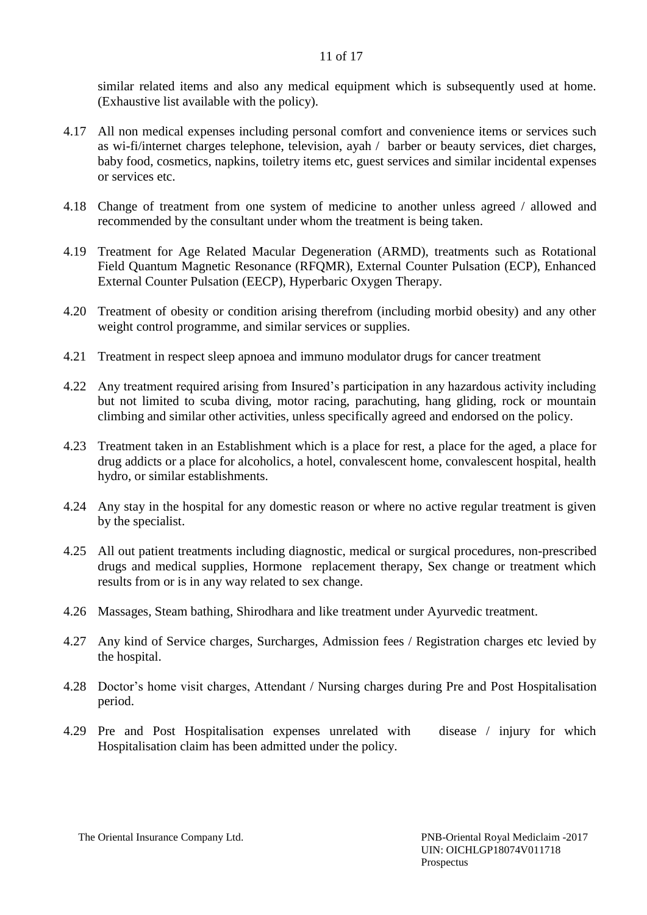similar related items and also any medical equipment which is subsequently used at home. (Exhaustive list available with the policy).

4.17 All non medical expenses including personal comfort and convenience items or services such as wi-fi/internet charges telephone, television, ayah / barber or beauty services, diet charges, baby food, cosmetics, napkins, toiletry items etc, guest services and similar incidental expenses or services etc.

4.18 Change of treatment from one system of medicine to another unless agreed / allowed and recommended by the consultant under whom the treatment is being taken.

4.19 Treatment for Age Related Macular Degeneration (ARMD), treatments such as Rotational Field Quantum Magnetic Resonance (RFQMR), External Counter Pulsation (ECP), Enhanced External Counter Pulsation (EECP), Hyperbaric Oxygen Therapy.

4.20 Treatment of obesity or condition arising therefrom (including morbid obesity) and any other weight control programme, and similar services or supplies.

4.21 Treatment in respect sleep apnoea and immuno modulator drugs for cancer treatment

4.22 Any treatment required arising from Insured's participation in any hazardous activity including but not limited to scuba diving, motor racing, parachuting, hang gliding, rock or mountain climbing and similar other activities, unless specifically agreed and endorsed on the policy.

4.23 Treatment taken in an Establishment which is a place for rest, a place for the aged, a place for drug addicts or a place for alcoholics, a hotel, convalescent home, convalescent hospital, health hydro, or similar establishments.

4.24 Any stay in the hospital for any domestic reason or where no active regular treatment is given by the specialist.

4.25 All out patient treatments including diagnostic, medical or surgical procedures, non-prescribed drugs and medical supplies, Hormone replacement therapy, Sex change or treatment which results from or is in any way related to sex change.

4.26 Massages, Steam bathing, Shirodhara and like treatment under Ayurvedic treatment.

4.27 Any kind of Service charges, Surcharges, Admission fees / Registration charges etc levied by the hospital.

4.28 Doctor's home visit charges, Attendant / Nursing charges during Pre and Post Hospitalisation period.

4.29 Pre and Post Hospitalisation expenses unrelated with disease / injury for which Hospitalisation claim has been admitted under the policy.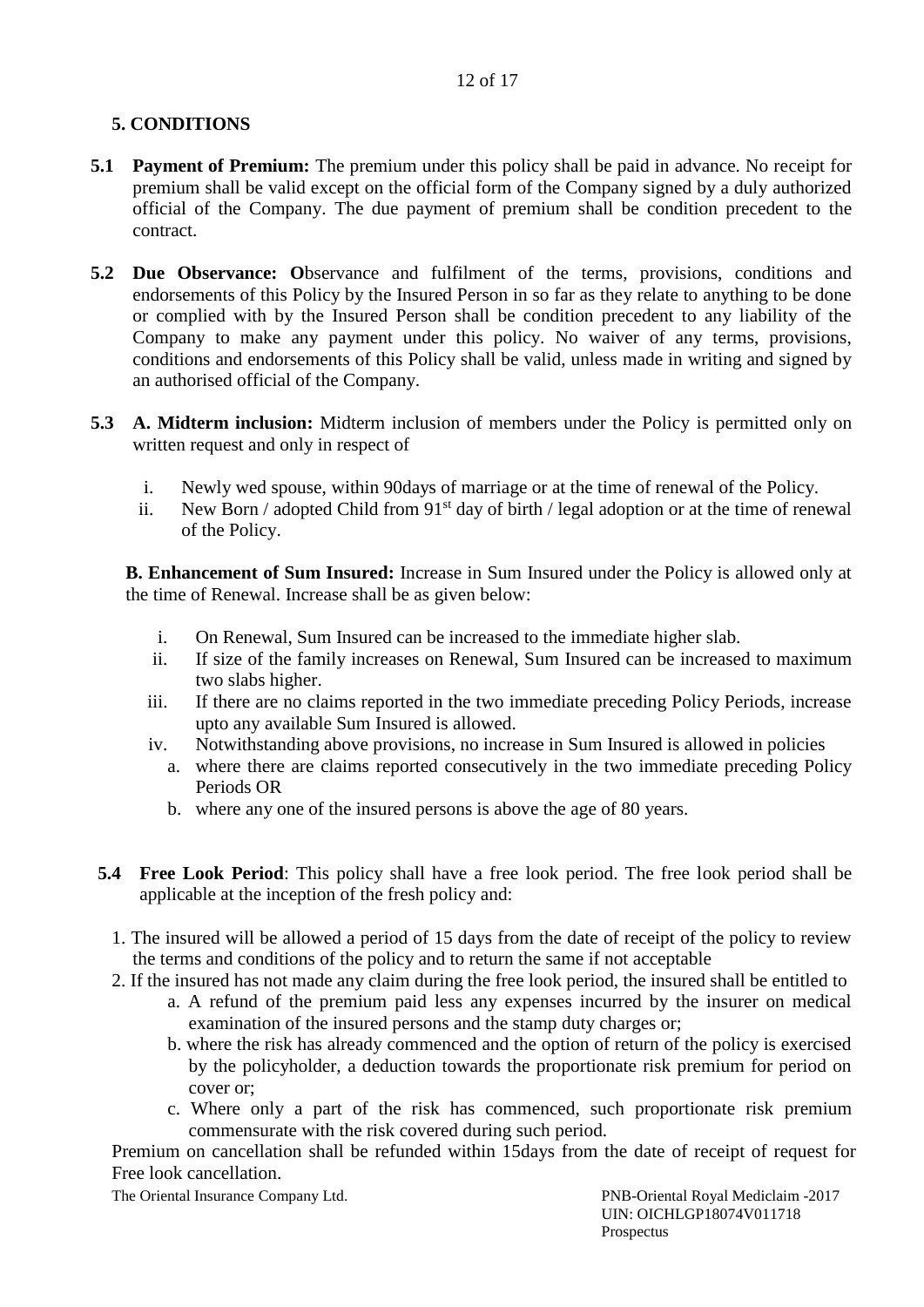## 5. CONDITIONS

**5.1 Payment of Premium:** The premium under this policy shall be paid in advance. No receipt for premium shall be valid except on the official form of the Company signed by a duly authorized official of the Company. The due payment of premium shall be condition precedent to the contract.

**5.2 Due Observance: O**bservance and fulfilment of the terms, provisions, conditions and endorsements of this Policy by the Insured Person in so far as they relate to anything to be done or complied with by the Insured Person shall be condition precedent to any liability of the Company to make any payment under this policy. No waiver of any terms, provisions, conditions and endorsements of this Policy shall be valid, unless made in writing and signed by an authorised official of the Company.

**5.3 A. Midterm inclusion:** Midterm inclusion of members under the Policy is permitted only on written request and only in respect of

i. Newly wed spouse, within 90days of marriage or at the time of renewal of the Policy.
ii. New Born / adopted Child from 91st day of birth / legal adoption or at the time of renewal of the Policy.

**B. Enhancement of Sum Insured:** Increase in Sum Insured under the Policy is allowed only at the time of Renewal. Increase shall be as given below:

i. On Renewal, Sum Insured can be increased to the immediate higher slab.
ii. If size of the family increases on Renewal, Sum Insured can be increased to maximum two slabs higher.
iii. If there are no claims reported in the two immediate preceding Policy Periods, increase upto any available Sum Insured is allowed.
iv. Notwithstanding above provisions, no increase in Sum Insured is allowed in policies
   a. where there are claims reported consecutively in the two immediate preceding Policy Periods OR
   b. where any one of the insured persons is above the age of 80 years.

**5.4 Free Look Period**: This policy shall have a free look period. The free look period shall be applicable at the inception of the fresh policy and:

1. The insured will be allowed a period of 15 days from the date of receipt of the policy to review the terms and conditions of the policy and to return the same if not acceptable
2. If the insured has not made any claim during the free look period, the insured shall be entitled to
   a. A refund of the premium paid less any expenses incurred by the insurer on medical examination of the insured persons and the stamp duty charges or;
   b. where the risk has already commenced and the option of return of the policy is exercised by the policyholder, a deduction towards the proportionate risk premium for period on cover or;
   c. Where only a part of the risk has commenced, such proportionate risk premium commensurate with the risk covered during such period.

Premium on cancellation shall be refunded within 15days from the date of receipt of request for Free look cancellation.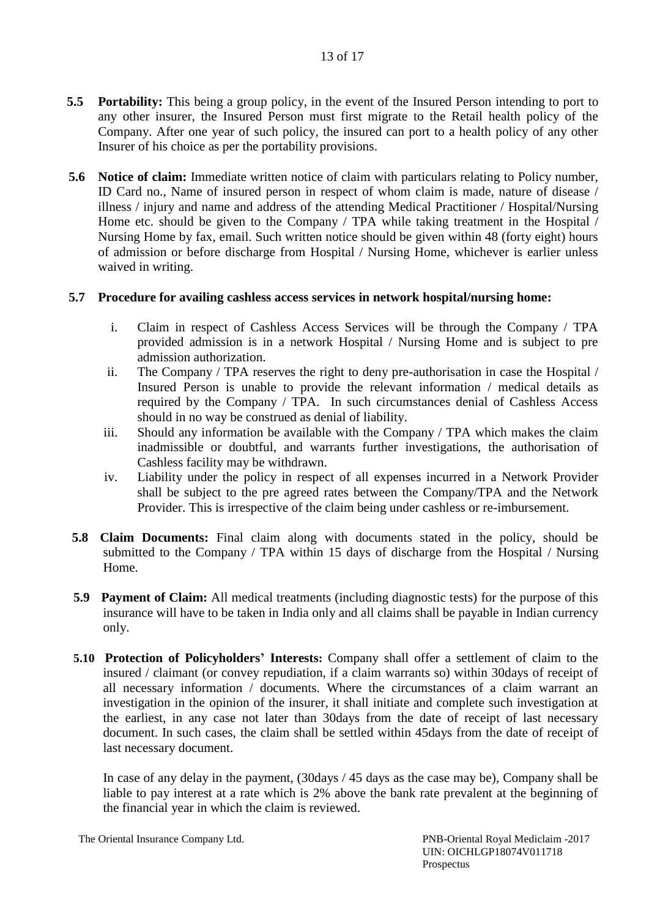**5.5 Portability:** This being a group policy, in the event of the Insured Person intending to port to any other insurer, the Insured Person must first migrate to the Retail health policy of the Company. After one year of such policy, the insured can port to a health policy of any other Insurer of his choice as per the portability provisions.

**5.6 Notice of claim:** Immediate written notice of claim with particulars relating to Policy number, ID Card no., Name of insured person in respect of whom claim is made, nature of disease / illness / injury and name and address of the attending Medical Practitioner / Hospital/Nursing Home etc. should be given to the Company / TPA while taking treatment in the Hospital / Nursing Home by fax, email. Such written notice should be given within 48 (forty eight) hours of admission or before discharge from Hospital / Nursing Home, whichever is earlier unless waived in writing.

**5.7 Procedure for availing cashless access services in network hospital/nursing home:**

i. Claim in respect of Cashless Access Services will be through the Company / TPA provided admission is in a network Hospital / Nursing Home and is subject to pre admission authorization.

ii. The Company / TPA reserves the right to deny pre-authorisation in case the Hospital / Insured Person is unable to provide the relevant information / medical details as required by the Company / TPA. In such circumstances denial of Cashless Access should in no way be construed as denial of liability.

iii. Should any information be available with the Company / TPA which makes the claim inadmissible or doubtful, and warrants further investigations, the authorisation of Cashless facility may be withdrawn.

iv. Liability under the policy in respect of all expenses incurred in a Network Provider shall be subject to the pre agreed rates between the Company/TPA and the Network Provider. This is irrespective of the claim being under cashless or re-imbursement.

**5.8 Claim Documents:** Final claim along with documents stated in the policy, should be submitted to the Company / TPA within 15 days of discharge from the Hospital / Nursing Home.

**5.9 Payment of Claim:** All medical treatments (including diagnostic tests) for the purpose of this insurance will have to be taken in India only and all claims shall be payable in Indian currency only.

**5.10 Protection of Policyholders' Interests:** Company shall offer a settlement of claim to the insured / claimant (or convey repudiation, if a claim warrants so) within 30days of receipt of all necessary information / documents. Where the circumstances of a claim warrant an investigation in the opinion of the insurer, it shall initiate and complete such investigation at the earliest, in any case not later than 30days from the date of receipt of last necessary document. In such cases, the claim shall be settled within 45days from the date of receipt of last necessary document.

In case of any delay in the payment, (30days / 45 days as the case may be), Company shall be liable to pay interest at a rate which is 2% above the bank rate prevalent at the beginning of the financial year in which the claim is reviewed.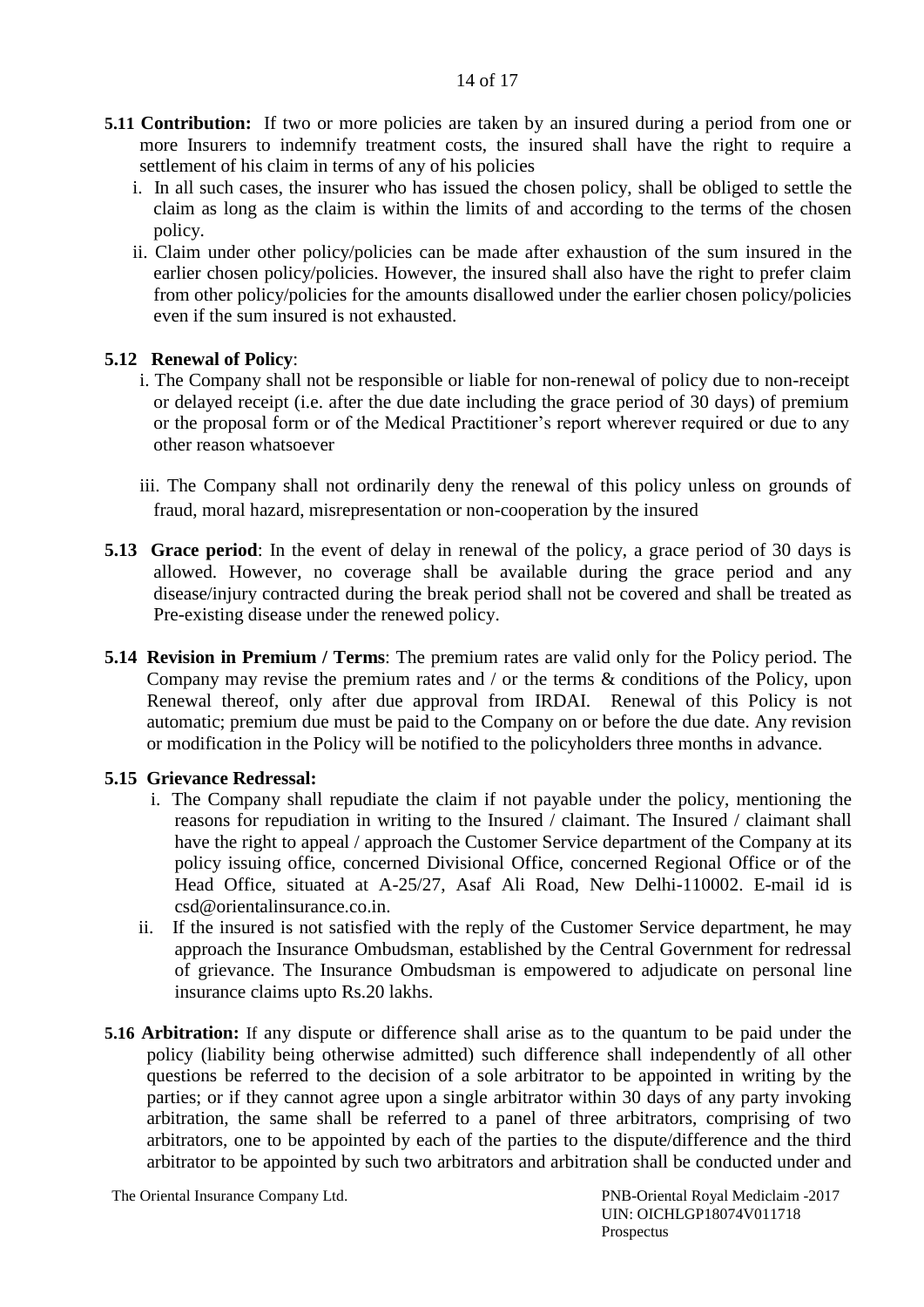**5.11 Contribution:** If two or more policies are taken by an insured during a period from one or more Insurers to indemnify treatment costs, the insured shall have the right to require a settlement of his claim in terms of any of his policies

i. In all such cases, the insurer who has issued the chosen policy, shall be obliged to settle the claim as long as the claim is within the limits of and according to the terms of the chosen policy.

ii. Claim under other policy/policies can be made after exhaustion of the sum insured in the earlier chosen policy/policies. However, the insured shall also have the right to prefer claim from other policy/policies for the amounts disallowed under the earlier chosen policy/policies even if the sum insured is not exhausted.

**5.12 Renewal of Policy**:

i. The Company shall not be responsible or liable for non-renewal of policy due to non-receipt or delayed receipt (i.e. after the due date including the grace period of 30 days) of premium or the proposal form or of the Medical Practitioner's report wherever required or due to any other reason whatsoever

iii. The Company shall not ordinarily deny the renewal of this policy unless on grounds of fraud, moral hazard, misrepresentation or non-cooperation by the insured

**5.13 Grace period**: In the event of delay in renewal of the policy, a grace period of 30 days is allowed. However, no coverage shall be available during the grace period and any disease/injury contracted during the break period shall not be covered and shall be treated as Pre-existing disease under the renewed policy.

**5.14 Revision in Premium / Terms**: The premium rates are valid only for the Policy period. The Company may revise the premium rates and / or the terms & conditions of the Policy, upon Renewal thereof, only after due approval from IRDAI. Renewal of this Policy is not automatic; premium due must be paid to the Company on or before the due date. Any revision or modification in the Policy will be notified to the policyholders three months in advance.

**5.15 Grievance Redressal:**

i. The Company shall repudiate the claim if not payable under the policy, mentioning the reasons for repudiation in writing to the Insured / claimant. The Insured / claimant shall have the right to appeal / approach the Customer Service department of the Company at its policy issuing office, concerned Divisional Office, concerned Regional Office or of the Head Office, situated at A-25/27, Asaf Ali Road, New Delhi-110002. E-mail id is csd@orientalinsurance.co.in.

ii. If the insured is not satisfied with the reply of the Customer Service department, he may approach the Insurance Ombudsman, established by the Central Government for redressal of grievance. The Insurance Ombudsman is empowered to adjudicate on personal line insurance claims upto Rs.20 lakhs.

**5.16 Arbitration:** If any dispute or difference shall arise as to the quantum to be paid under the policy (liability being otherwise admitted) such difference shall independently of all other questions be referred to the decision of a sole arbitrator to be appointed in writing by the parties; or if they cannot agree upon a single arbitrator within 30 days of any party invoking arbitration, the same shall be referred to a panel of three arbitrators, comprising of two arbitrators, one to be appointed by each of the parties to the dispute/difference and the third arbitrator to be appointed by such two arbitrators and arbitration shall be conducted under and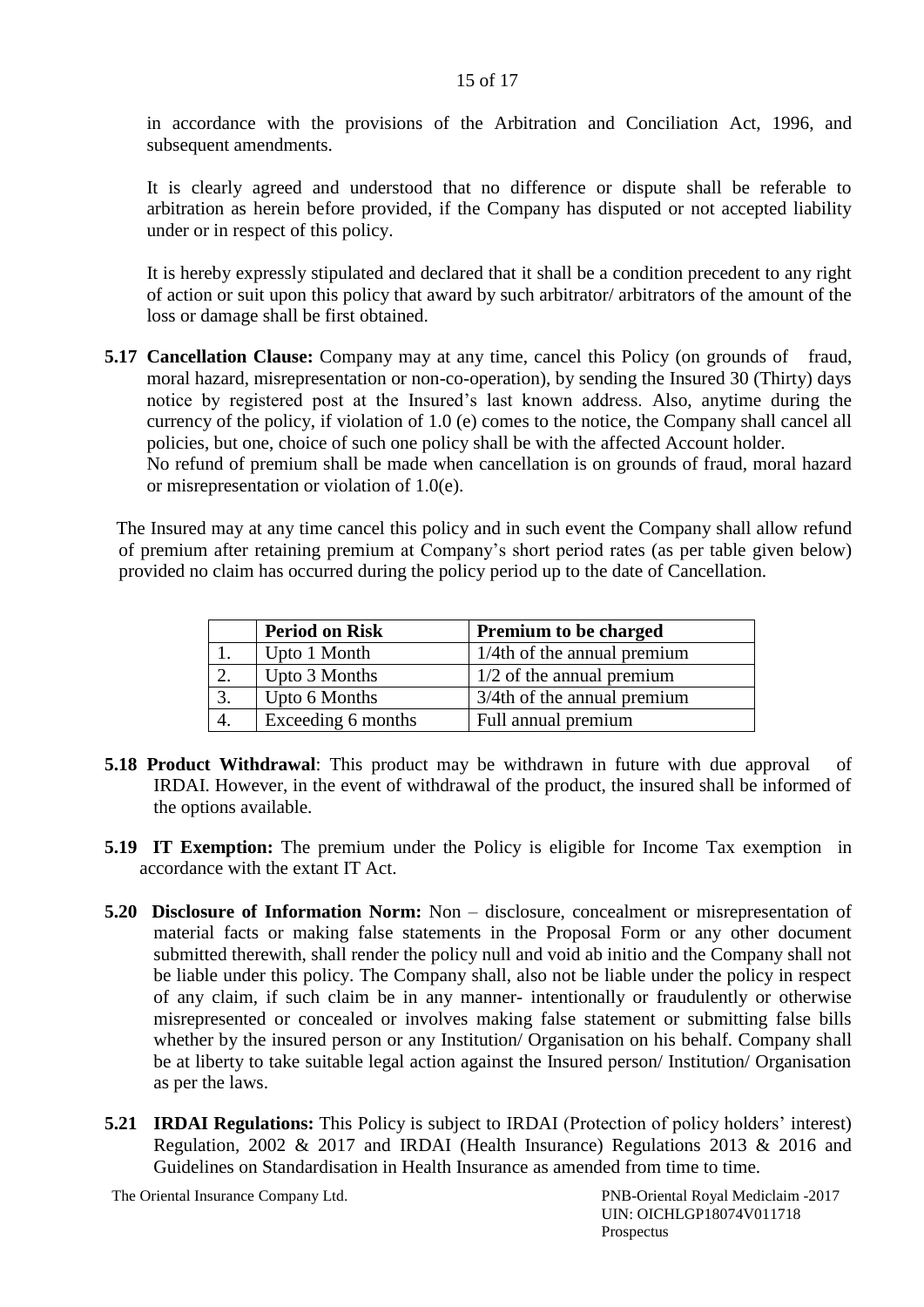in accordance with the provisions of the Arbitration and Conciliation Act, 1996, and subsequent amendments.

It is clearly agreed and understood that no difference or dispute shall be referable to arbitration as herein before provided, if the Company has disputed or not accepted liability under or in respect of this policy.

It is hereby expressly stipulated and declared that it shall be a condition precedent to any right of action or suit upon this policy that award by such arbitrator/ arbitrators of the amount of the loss or damage shall be first obtained.

**5.17 Cancellation Clause:** Company may at any time, cancel this Policy (on grounds of fraud, moral hazard, misrepresentation or non-co-operation), by sending the Insured 30 (Thirty) days notice by registered post at the Insured's last known address. Also, anytime during the currency of the policy, if violation of 1.0 (e) comes to the notice, the Company shall cancel all policies, but one, choice of such one policy shall be with the affected Account holder.
No refund of premium shall be made when cancellation is on grounds of fraud, moral hazard or misrepresentation or violation of 1.0(e).

The Insured may at any time cancel this policy and in such event the Company shall allow refund of premium after retaining premium at Company's short period rates (as per table given below) provided no claim has occurred during the policy period up to the date of Cancellation.

| | Period on Risk | Premium to be charged |
|---|---|---|
| 1. | Upto 1 Month | 1/4th of the annual premium |
| 2. | Upto 3 Months | 1/2 of the annual premium |
| 3. | Upto 6 Months | 3/4th of the annual premium |
| 4. | Exceeding 6 months | Full annual premium |

**5.18 Product Withdrawal**: This product may be withdrawn in future with due approval of IRDAI. However, in the event of withdrawal of the product, the insured shall be informed of the options available.

**5.19 IT Exemption:** The premium under the Policy is eligible for Income Tax exemption in accordance with the extant IT Act.

**5.20 Disclosure of Information Norm:** Non – disclosure, concealment or misrepresentation of material facts or making false statements in the Proposal Form or any other document submitted therewith, shall render the policy null and void ab initio and the Company shall not be liable under this policy. The Company shall, also not be liable under the policy in respect of any claim, if such claim be in any manner- intentionally or fraudulently or otherwise misrepresented or concealed or involves making false statement or submitting false bills whether by the insured person or any Institution/ Organisation on his behalf. Company shall be at liberty to take suitable legal action against the Insured person/ Institution/ Organisation as per the laws.

**5.21 IRDAI Regulations:** This Policy is subject to IRDAI (Protection of policy holders' interest) Regulation, 2002 & 2017 and IRDAI (Health Insurance) Regulations 2013 & 2016 and Guidelines on Standardisation in Health Insurance as amended from time to time.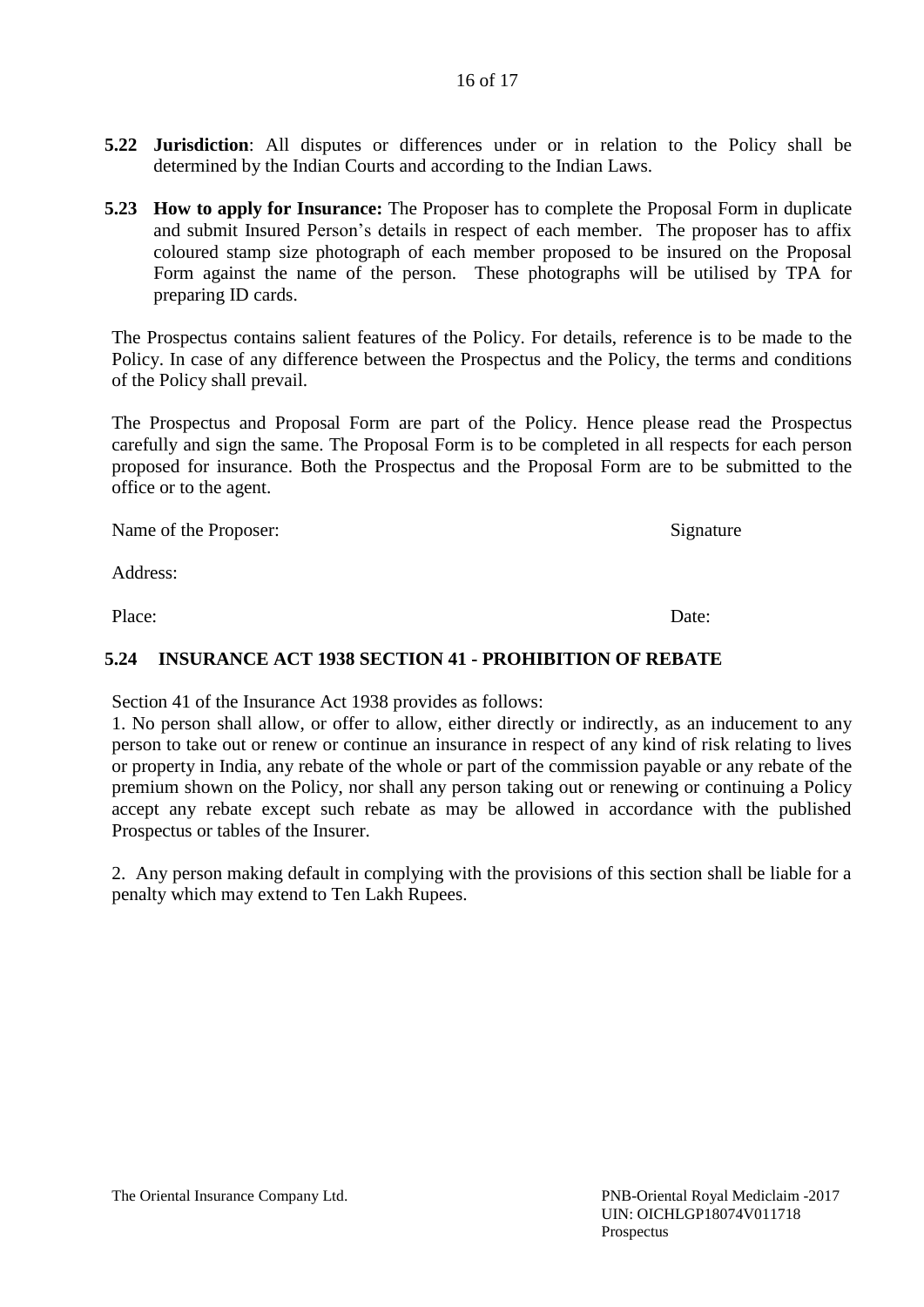**5.22 Jurisdiction**: All disputes or differences under or in relation to the Policy shall be determined by the Indian Courts and according to the Indian Laws.

**5.23 How to apply for Insurance:** The Proposer has to complete the Proposal Form in duplicate and submit Insured Person's details in respect of each member. The proposer has to affix coloured stamp size photograph of each member proposed to be insured on the Proposal Form against the name of the person. These photographs will be utilised by TPA for preparing ID cards.

The Prospectus contains salient features of the Policy. For details, reference is to be made to the Policy. In case of any difference between the Prospectus and the Policy, the terms and conditions of the Policy shall prevail.

The Prospectus and Proposal Form are part of the Policy. Hence please read the Prospectus carefully and sign the same. The Proposal Form is to be completed in all respects for each person proposed for insurance. Both the Prospectus and the Proposal Form are to be submitted to the office or to the agent.

Name of the Proposer: Signature

Address:

Place: Date:

**5.24 INSURANCE ACT 1938 SECTION 41 - PROHIBITION OF REBATE**

Section 41 of the Insurance Act 1938 provides as follows:

1. No person shall allow, or offer to allow, either directly or indirectly, as an inducement to any person to take out or renew or continue an insurance in respect of any kind of risk relating to lives or property in India, any rebate of the whole or part of the commission payable or any rebate of the premium shown on the Policy, nor shall any person taking out or renewing or continuing a Policy accept any rebate except such rebate as may be allowed in accordance with the published Prospectus or tables of the Insurer.

2. Any person making default in complying with the provisions of this section shall be liable for a penalty which may extend to Ten Lakh Rupees.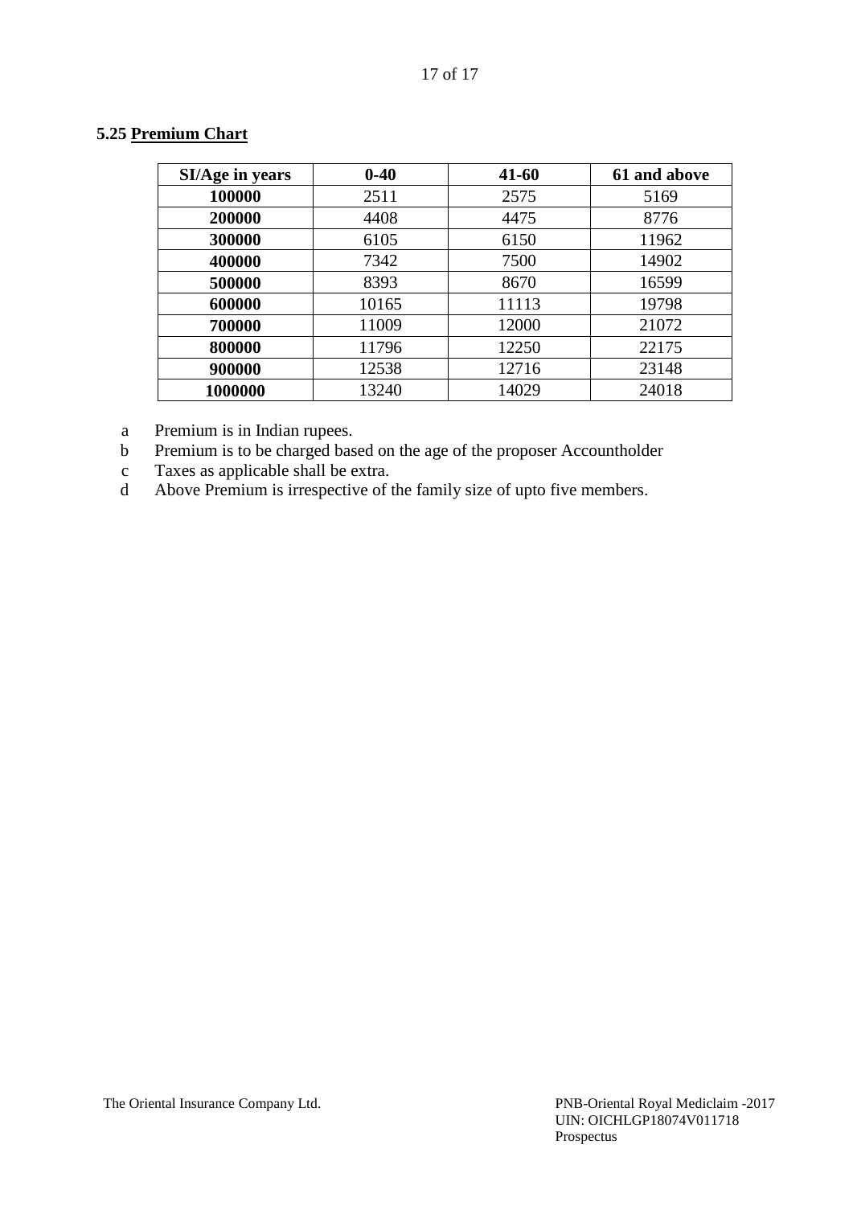### 5.25 Premium Chart

| SI/Age in years | 0-40 | 41-60 | 61 and above |
|---|---|---|---|
| **100000** | 2511 | 2575 | 5169 |
| **200000** | 4408 | 4475 | 8776 |
| **300000** | 6105 | 6150 | 11962 |
| **400000** | 7342 | 7500 | 14902 |
| **500000** | 8393 | 8670 | 16599 |
| **600000** | 10165 | 11113 | 19798 |
| **700000** | 11009 | 12000 | 21072 |
| **800000** | 11796 | 12250 | 22175 |
| **900000** | 12538 | 12716 | 23148 |
| **1000000** | 13240 | 14029 | 24018 |

a Premium is in Indian rupees.

b Premium is to be charged based on the age of the proposer Accountholder

c Taxes as applicable shall be extra.

d Above Premium is irrespective of the family size of upto five members.